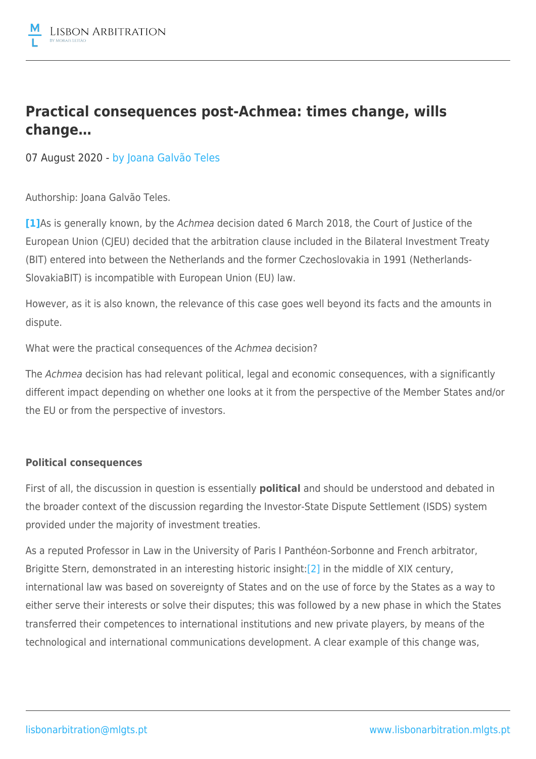# Practical consequences post-Achmea: times change, wills change…

07 August 2020 - by Joana Galvão Teles

Authorship: Joana Galvão Teles.

**[1]**As is generally known, by the *Achmea* decision dated 6 March 2018, the Court of Justice of the European Union (CJEU) decided that the arbitration clause included in the Bilateral Investment Treaty (BIT) entered into between the Netherlands and the former Czechoslovakia in 1991 (Netherlands-SlovakiaBIT) is incompatible with European Union (EU) law.

However, as it is also known, the relevance of this case goes well beyond its facts and the amounts in dispute.

What were the practical consequences of the *Achmea* decision?

The *Achmea* decision has had relevant political, legal and economic consequences, with a significantly different impact depending on whether one looks at it from the perspective of the Member States and/or the EU or from the perspective of investors.

**Political consequences**

First of all, the discussion in question is essentially **political** and should be understood and debated in the broader context of the discussion regarding the Investor-State Dispute Settlement (ISDS) system provided under the majority of investment treaties.

As a reputed Professor in Law in the University of Paris I Panthéon-Sorbonne and French arbitrator, Brigitte Stern, demonstrated in an interesting historic insight:[2] in the middle of XIX century, international law was based on sovereignty of States and on the use of force by the States as a way to either serve their interests or solve their disputes; this was followed by a new phase in which the States transferred their competences to international institutions and new private players, by means of the technological and international communications development. A clear example of this change was,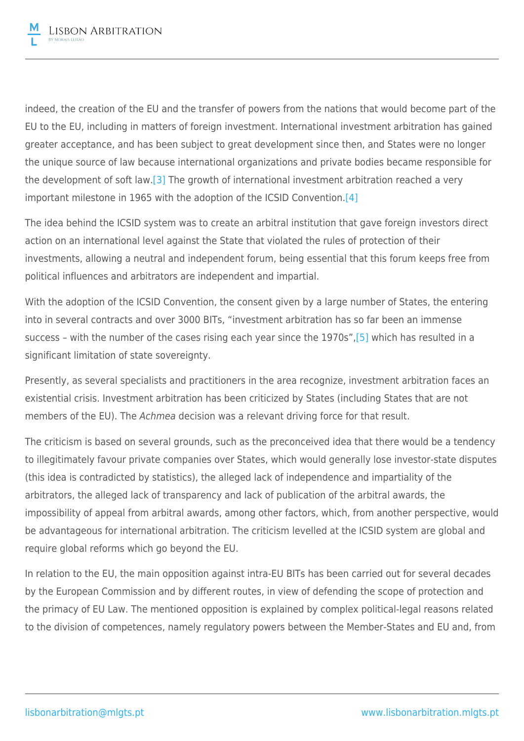indeed, the creation of the EU and the transfer of powers from the nations that would become part of the EU to the EU, including in matters of foreign investment. International investment arbitration has gained greater acceptance, and has been subject to great development since then, and States were no longer the unique source of law because international organizations and private bodies became responsible for the development of soft law.[3] The growth of international investment arbitration reached a very important milestone in 1965 with the adoption of the ICSID Convention.[4]

The idea behind the ICSID system was to create an arbitral institution that gave foreign investors direct action on an international level against the State that violated the rules of protection of their investments, allowing a neutral and independent forum, being essential that this forum keeps free from political influences and arbitrators are independent and impartial.

With the adoption of the ICSID Convention, the consent given by a large number of States, the entering into in several contracts and over 3000 BITs, "investment arbitration has so far been an immense success – with the number of the cases rising each year since the 1970s",[5] which has resulted in a significant limitation of state sovereignty.

Presently, as several specialists and practitioners in the area recognize, investment arbitration faces an existential crisis. Investment arbitration has been criticized by States (including States that are not members of the EU). The *Achmea* decision was a relevant driving force for that result.

The criticism is based on several grounds, such as the preconceived idea that there would be a tendency to illegitimately favour private companies over States, which would generally lose investor-state disputes (this idea is contradicted by statistics), the alleged lack of independence and impartiality of the arbitrators, the alleged lack of transparency and lack of publication of the arbitral awards, the impossibility of appeal from arbitral awards, among other factors, which, from another perspective, would be advantageous for international arbitration. The criticism levelled at the ICSID system are global and require global reforms which go beyond the EU.

In relation to the EU, the main opposition against intra-EU BITs has been carried out for several decades by the European Commission and by different routes, in view of defending the scope of protection and the primacy of EU Law. The mentioned opposition is explained by complex political-legal reasons related to the division of competences, namely regulatory powers between the Member-States and EU and, from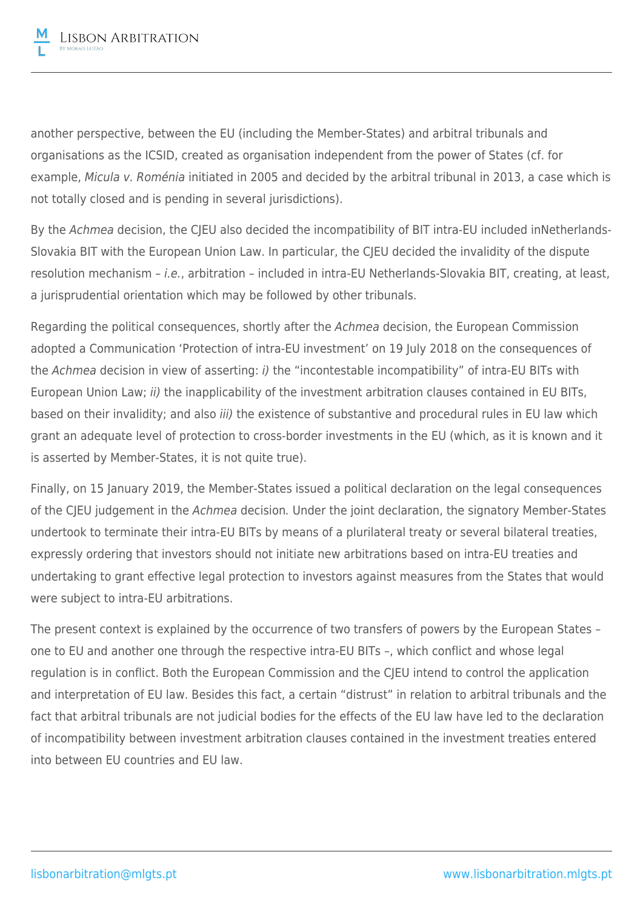another perspective, between the EU (including the Member-States) and arbitral tribunals and organisations as the ICSID, created as organisation independent from the power of States (cf. for example, *Micula v. Roménia* initiated in 2005 and decided by the arbitral tribunal in 2013, a case which is not totally closed and is pending in several jurisdictions).

By the *Achmea* decision, the CJEU also decided the incompatibility of BIT intra-EU included inNetherlands-Slovakia BIT with the European Union Law. In particular, the CJEU decided the invalidity of the dispute resolution mechanism – *i.e.*, arbitration – included in intra-EU Netherlands-Slovakia BIT, creating, at least, a jurisprudential orientation which may be followed by other tribunals.

Regarding the political consequences, shortly after the *Achmea* decision, the European Commission adopted a Communication 'Protection of intra-EU investment' on 19 July 2018 on the consequences of the *Achmea* decision in view of asserting: *i)* the "incontestable incompatibility" of intra-EU BITs with European Union Law; *ii)* the inapplicability of the investment arbitration clauses contained in EU BITs, based on their invalidity; and also *iii)* the existence of substantive and procedural rules in EU law which grant an adequate level of protection to cross-border investments in the EU (which, as it is known and it is asserted by Member-States, it is not quite true).

Finally, on 15 January 2019, the Member-States issued a political declaration on the legal consequences of the CJEU judgement in the *Achmea* decision*.* Under the joint declaration, the signatory Member-States undertook to terminate their intra-EU BITs by means of a plurilateral treaty or several bilateral treaties, expressly ordering that investors should not initiate new arbitrations based on intra-EU treaties and undertaking to grant effective legal protection to investors against measures from the States that would were subject to intra-EU arbitrations.

The present context is explained by the occurrence of two transfers of powers by the European States – one to EU and another one through the respective intra-EU BITs –, which conflict and whose legal regulation is in conflict. Both the European Commission and the CJEU intend to control the application and interpretation of EU law. Besides this fact, a certain "distrust" in relation to arbitral tribunals and the fact that arbitral tribunals are not judicial bodies for the effects of the EU law have led to the declaration of incompatibility between investment arbitration clauses contained in the investment treaties entered into between EU countries and EU law.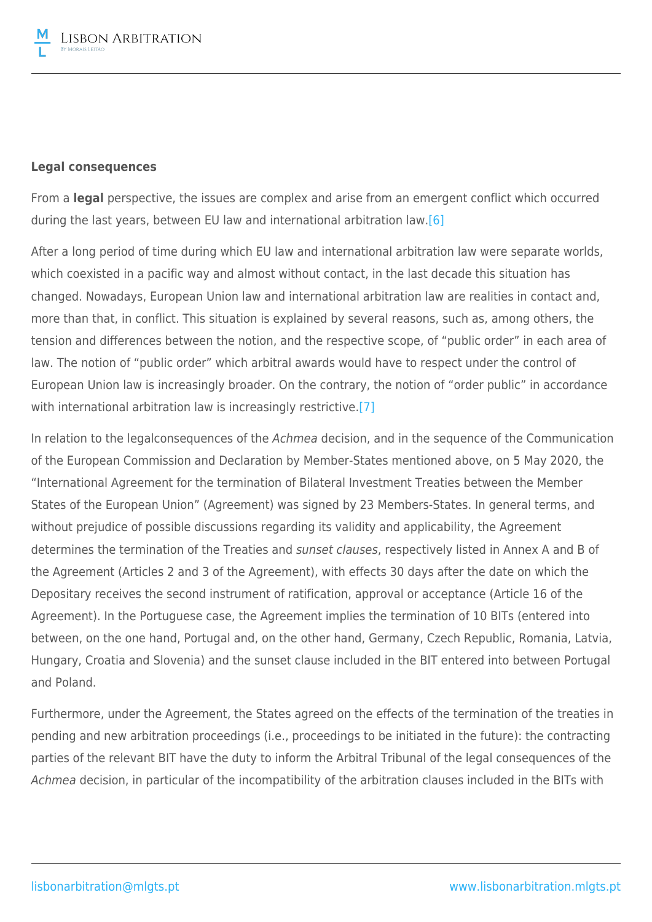**Legal consequences**

From a **legal** perspective, the issues are complex and arise from an emergent conflict which occurred during the last years, between EU law and international arbitration law.[6]

After a long period of time during which EU law and international arbitration law were separate worlds, which coexisted in a pacific way and almost without contact, in the last decade this situation has changed. Nowadays, European Union law and international arbitration law are realities in contact and, more than that, in conflict. This situation is explained by several reasons, such as, among others, the tension and differences between the notion, and the respective scope, of "public order" in each area of law. The notion of "public order" which arbitral awards would have to respect under the control of European Union law is increasingly broader. On the contrary, the notion of "order public" in accordance with international arbitration law is increasingly restrictive.[7]

In relation to the legalconsequences of the *Achmea* decision, and in the sequence of the Communication of the European Commission and Declaration by Member-States mentioned above, on 5 May 2020, the "International Agreement for the termination of Bilateral Investment Treaties between the Member States of the European Union" (Agreement) was signed by 23 Members-States. In general terms, and without prejudice of possible discussions regarding its validity and applicability, the Agreement determines the termination of the Treaties and *sunset clauses*, respectively listed in Annex A and B of the Agreement (Articles 2 and 3 of the Agreement), with effects 30 days after the date on which the Depositary receives the second instrument of ratification, approval or acceptance (Article 16 of the Agreement). In the Portuguese case, the Agreement implies the termination of 10 BITs (entered into between, on the one hand, Portugal and, on the other hand, Germany, Czech Republic, Romania, Latvia, Hungary, Croatia and Slovenia) and the sunset clause included in the BIT entered into between Portugal and Poland.

Furthermore, under the Agreement, the States agreed on the effects of the termination of the treaties in pending and new arbitration proceedings (i.e., proceedings to be initiated in the future): the contracting parties of the relevant BIT have the duty to inform the Arbitral Tribunal of the legal consequences of the *Achmea* decision, in particular of the incompatibility of the arbitration clauses included in the BITs with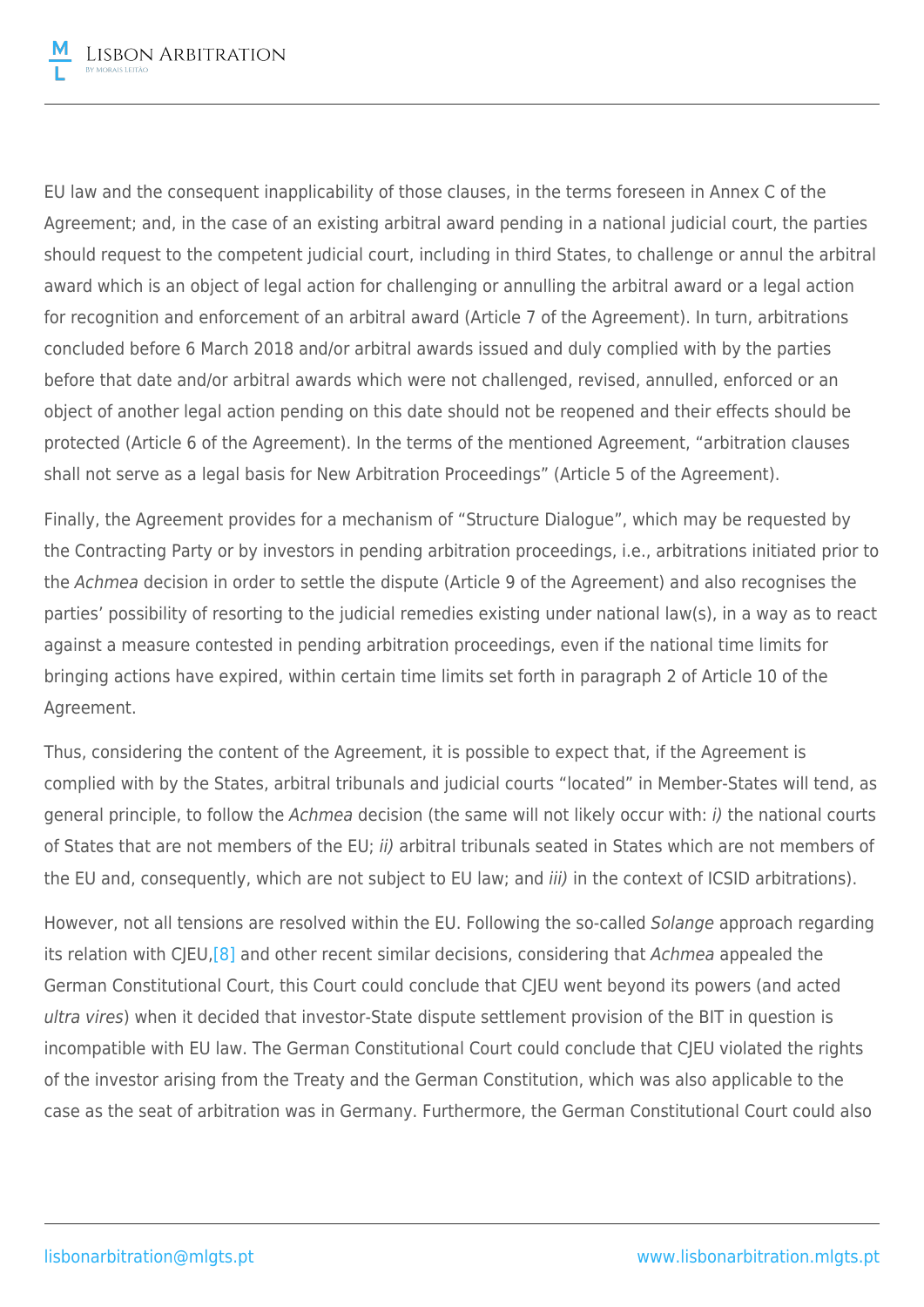EU law and the consequent inapplicability of those clauses, in the terms foreseen in Annex C of the Agreement; and, in the case of an existing arbitral award pending in a national judicial court, the parties should request to the competent judicial court, including in third States, to challenge or annul the arbitral award which is an object of legal action for challenging or annulling the arbitral award or a legal action for recognition and enforcement of an arbitral award (Article 7 of the Agreement). In turn, arbitrations concluded before 6 March 2018 and/or arbitral awards issued and duly complied with by the parties before that date and/or arbitral awards which were not challenged, revised, annulled, enforced or an object of another legal action pending on this date should not be reopened and their effects should be protected (Article 6 of the Agreement). In the terms of the mentioned Agreement, "arbitration clauses shall not serve as a legal basis for New Arbitration Proceedings" (Article 5 of the Agreement).

Finally, the Agreement provides for a mechanism of "Structure Dialogue", which may be requested by the Contracting Party or by investors in pending arbitration proceedings, i.e., arbitrations initiated prior to the *Achmea* decision in order to settle the dispute (Article 9 of the Agreement) and also recognises the parties' possibility of resorting to the judicial remedies existing under national law(s), in a way as to react against a measure contested in pending arbitration proceedings, even if the national time limits for bringing actions have expired, within certain time limits set forth in paragraph 2 of Article 10 of the Agreement.

Thus, considering the content of the Agreement, it is possible to expect that, if the Agreement is complied with by the States, arbitral tribunals and judicial courts "located" in Member-States will tend, as general principle, to follow the *Achmea* decision (the same will not likely occur with: *i)* the national courts of States that are not members of the EU; *ii)* arbitral tribunals seated in States which are not members of the EU and, consequently, which are not subject to EU law; and *iii)* in the context of ICSID arbitrations).

However, not all tensions are resolved within the EU. Following the so-called *Solange* approach regarding its relation with CJEU,[8] and other recent similar decisions, considering that *Achmea* appealed the German Constitutional Court, this Court could conclude that CJEU went beyond its powers (and acted *ultra vires*) when it decided that investor-State dispute settlement provision of the BIT in question is incompatible with EU law. The German Constitutional Court could conclude that CJEU violated the rights of the investor arising from the Treaty and the German Constitution, which was also applicable to the case as the seat of arbitration was in Germany. Furthermore, the German Constitutional Court could also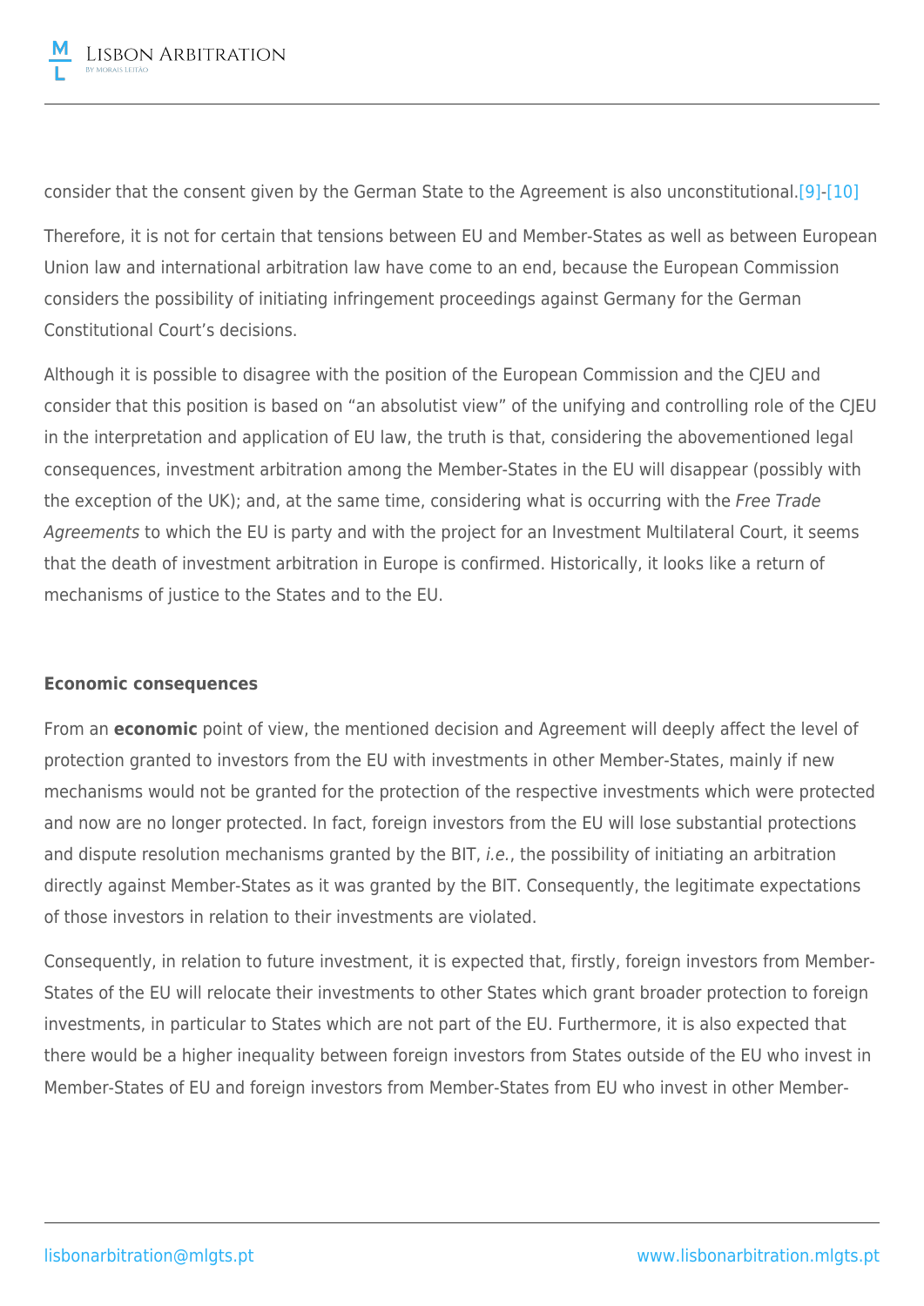consider that the consent given by the German State to the Agreement is also unconstitutional.[9]-[10]

Therefore, it is not for certain that tensions between EU and Member-States as well as between European Union law and international arbitration law have come to an end, because the European Commission considers the possibility of initiating infringement proceedings against Germany for the German Constitutional Court's decisions.

Although it is possible to disagree with the position of the European Commission and the CJEU and consider that this position is based on "an absolutist view" of the unifying and controlling role of the CJEU in the interpretation and application of EU law, the truth is that, considering the abovementioned legal consequences, investment arbitration among the Member-States in the EU will disappear (possibly with the exception of the UK); and, at the same time, considering what is occurring with the *Free Trade Agreements* to which the EU is party and with the project for an Investment Multilateral Court, it seems that the death of investment arbitration in Europe is confirmed. Historically, it looks like a return of mechanisms of justice to the States and to the EU.

**Economic consequences**

From an **economic** point of view, the mentioned decision and Agreement will deeply affect the level of protection granted to investors from the EU with investments in other Member-States, mainly if new mechanisms would not be granted for the protection of the respective investments which were protected and now are no longer protected. In fact, foreign investors from the EU will lose substantial protections and dispute resolution mechanisms granted by the BIT, *i.e.*, the possibility of initiating an arbitration directly against Member-States as it was granted by the BIT. Consequently, the legitimate expectations of those investors in relation to their investments are violated.

Consequently, in relation to future investment, it is expected that, firstly, foreign investors from Member-States of the EU will relocate their investments to other States which grant broader protection to foreign investments, in particular to States which are not part of the EU. Furthermore, it is also expected that there would be a higher inequality between foreign investors from States outside of the EU who invest in Member-States of EU and foreign investors from Member-States from EU who invest in other Member-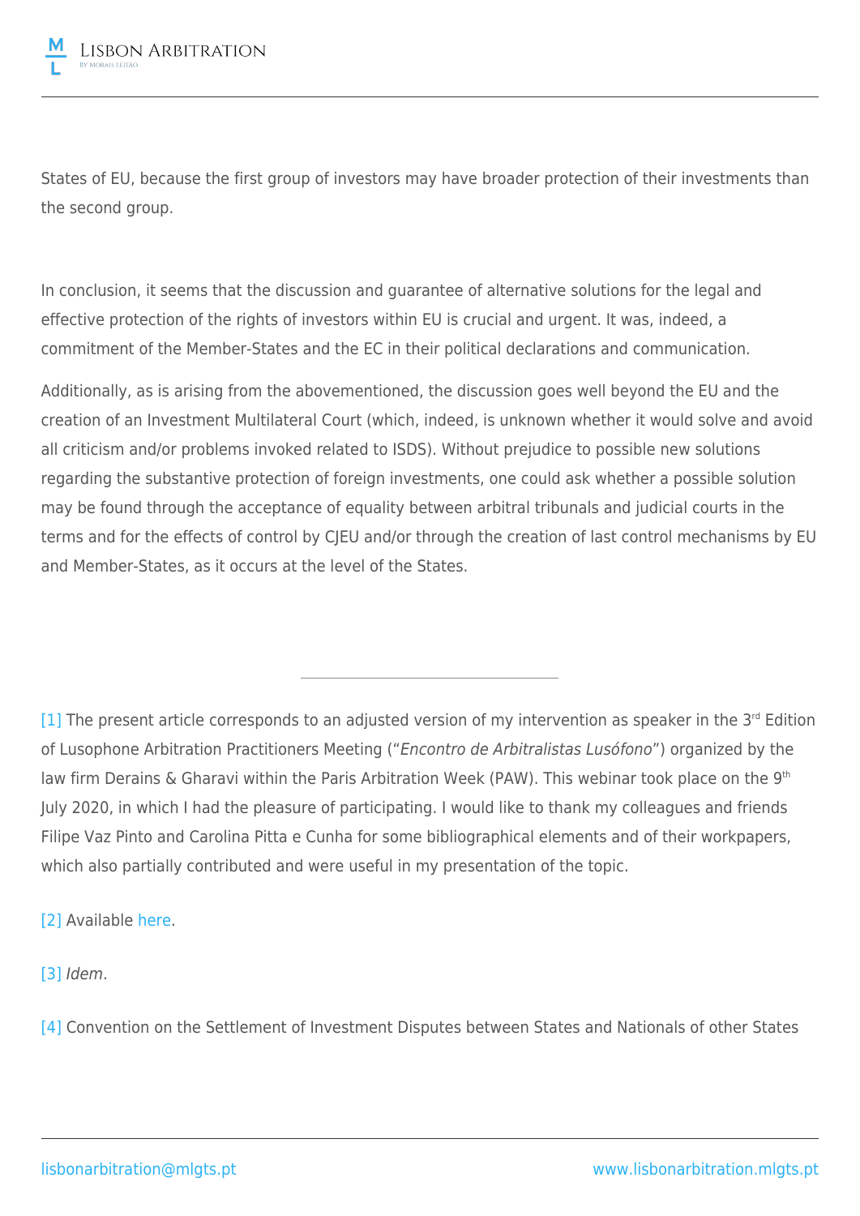States of EU, because the first group of investors may have broader protection of their investments than the second group.

In conclusion, it seems that the discussion and guarantee of alternative solutions for the legal and effective protection of the rights of investors within EU is crucial and urgent. It was, indeed, a commitment of the Member-States and the EC in their political declarations and communication.

Additionally, as is arising from the abovementioned, the discussion goes well beyond the EU and the creation of an Investment Multilateral Court (which, indeed, is unknown whether it would solve and avoid all criticism and/or problems invoked related to ISDS). Without prejudice to possible new solutions regarding the substantive protection of foreign investments, one could ask whether a possible solution may be found through the acceptance of equality between arbitral tribunals and judicial courts in the terms and for the effects of control by CJEU and/or through the creation of last control mechanisms by EU and Member-States, as it occurs at the level of the States.

---

[1] The present article corresponds to an adjusted version of my intervention as speaker in the 3rd Edition of Lusophone Arbitration Practitioners Meeting ("*Encontro de Arbitralistas Lusófono*") organized by the law firm Derains & Gharavi within the Paris Arbitration Week (PAW). This webinar took place on the 9th July 2020, in which I had the pleasure of participating. I would like to thank my colleagues and friends Filipe Vaz Pinto and Carolina Pitta e Cunha for some bibliographical elements and of their workpapers, which also partially contributed and were useful in my presentation of the topic.

[2] Available here.

[3] *Idem*.

[4] Convention on the Settlement of Investment Disputes between States and Nationals of other States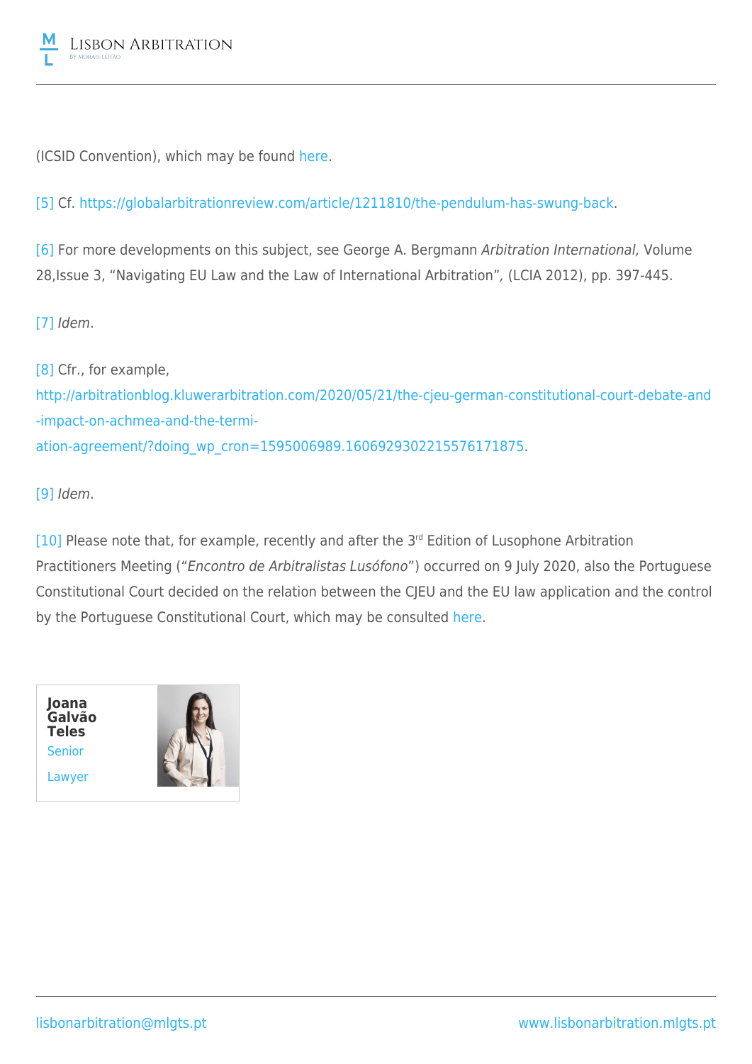(ICSID Convention), which may be found here.

[5] Cf. https://globalarbitrationreview.com/article/1211810/the-pendulum-has-swung-back.

[6] For more developments on this subject, see George A. Bergmann *Arbitration International,* Volume 28,Issue 3, "Navigating EU Law and the Law of International Arbitration", (LCIA 2012), pp. 397-445.

[7] *Idem*.

[8] Cfr., for example, http://arbitrationblog.kluwerarbitration.com/2020/05/21/the-cjeu-german-constitutional-court-debate-and-impact-on-achmea-and-the-termi-ation-agreement/?doing_wp_cron=1595006989.1606929302215576171875.

[9] *Idem*.

[10] Please note that, for example, recently and after the 3rd Edition of Lusophone Arbitration Practitioners Meeting ("*Encontro de Arbitralistas Lusófono*") occurred on 9 July 2020, also the Portuguese Constitutional Court decided on the relation between the CJEU and the EU law application and the control by the Portuguese Constitutional Court, which may be consulted here.

**Joana Galvão Teles**
Senior Lawyer